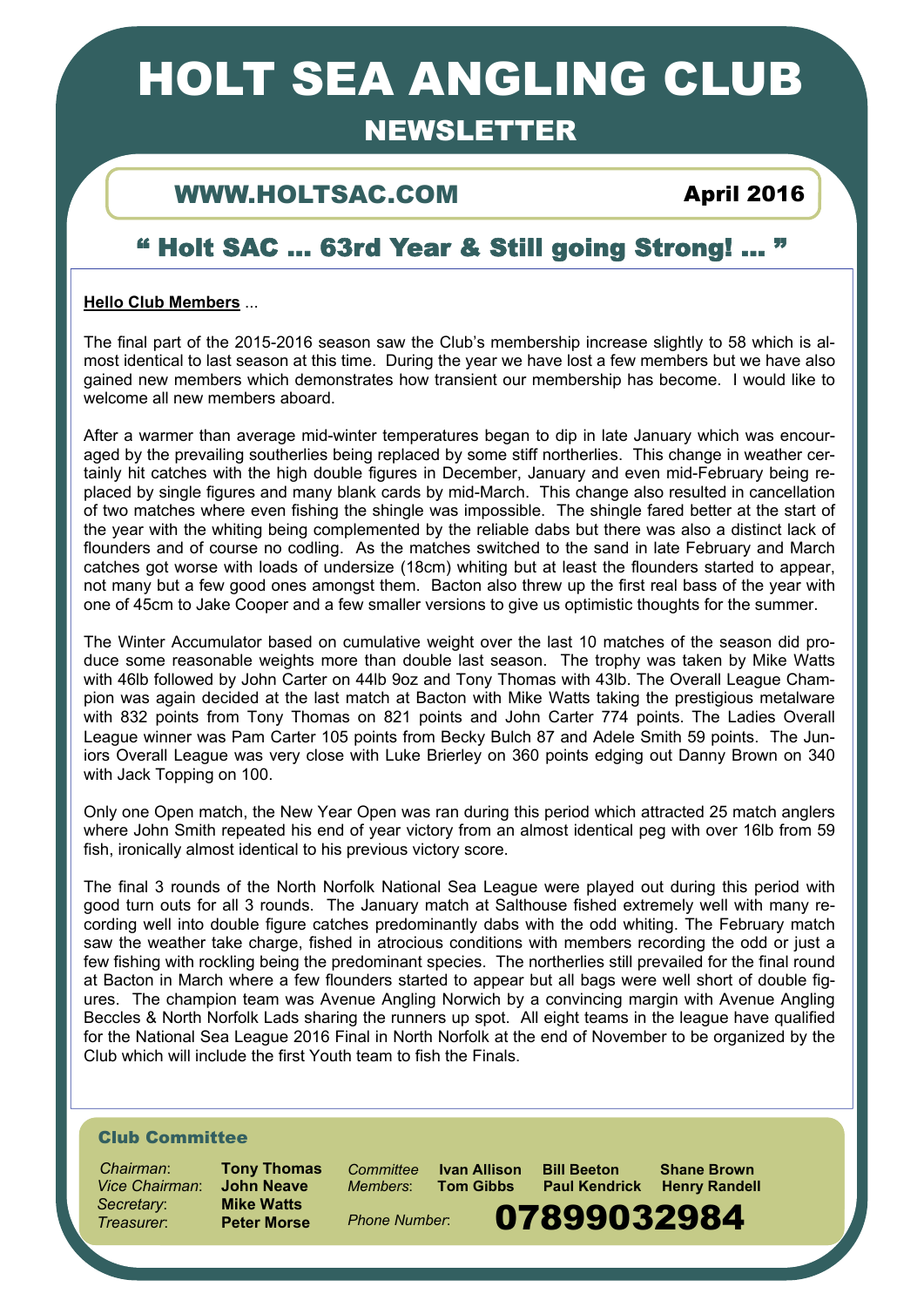# HOLT SEA ANGLING CLUB

## NEWSLETTER

**WWW.HOLTSAC.COM** **April 2016**

## " Holt SAC … 63rd Year & Still going Strong! … "

**Hello Club Members** ...

The final part of the 2015-2016 season saw the Club's membership increase slightly to 58 which is almost identical to last season at this time. During the year we have lost a few members but we have also gained new members which demonstrates how transient our membership has become. I would like to welcome all new members aboard.

After a warmer than average mid-winter temperatures began to dip in late January which was encouraged by the prevailing southerlies being replaced by some stiff northerlies. This change in weather certainly hit catches with the high double figures in December, January and even mid-February being replaced by single figures and many blank cards by mid-March. This change also resulted in cancellation of two matches where even fishing the shingle was impossible. The shingle fared better at the start of the year with the whiting being complemented by the reliable dabs but there was also a distinct lack of flounders and of course no codling. As the matches switched to the sand in late February and March catches got worse with loads of undersize (18cm) whiting but at least the flounders started to appear, not many but a few good ones amongst them. Bacton also threw up the first real bass of the year with one of 45cm to Jake Cooper and a few smaller versions to give us optimistic thoughts for the summer.

The Winter Accumulator based on cumulative weight over the last 10 matches of the season did produce some reasonable weights more than double last season. The trophy was taken by Mike Watts with 46lb followed by John Carter on 44lb 9oz and Tony Thomas with 43lb. The Overall League Champion was again decided at the last match at Bacton with Mike Watts taking the prestigious metalware with 832 points from Tony Thomas on 821 points and John Carter 774 points. The Ladies Overall League winner was Pam Carter 105 points from Becky Bulch 87 and Adele Smith 59 points. The Juniors Overall League was very close with Luke Brierley on 360 points edging out Danny Brown on 340 with Jack Topping on 100.

Only one Open match, the New Year Open was ran during this period which attracted 25 match anglers where John Smith repeated his end of year victory from an almost identical peg with over 16lb from 59 fish, ironically almost identical to his previous victory score.

The final 3 rounds of the North Norfolk National Sea League were played out during this period with good turn outs for all 3 rounds. The January match at Salthouse fished extremely well with many recording well into double figure catches predominantly dabs with the odd whiting. The February match saw the weather take charge, fished in atrocious conditions with members recording the odd or just a few fishing with rockling being the predominant species. The northerlies still prevailed for the final round at Bacton in March where a few flounders started to appear but all bags were well short of double figures. The champion team was Avenue Angling Norwich by a convincing margin with Avenue Angling Beccles & North Norfolk Lads sharing the runners up spot. All eight teams in the league have qualified for the National Sea League 2016 Final in North Norfolk at the end of November to be organized by the Club which will include the first Youth team to fish the Finals.

### Club Committee

*Chairman*: **Tony Thomas**
*Vice Chairman*: **John Neave**
*Secretary*: **Mike Watts**
*Treasurer*: **Peter Morse**

*Committee Members*: **Ivan Allison**, **Tom Gibbs**, **Bill Beeton**, **Paul Kendrick**, **Shane Brown**, **Henry Randell**

*Phone Number*: **07899032984**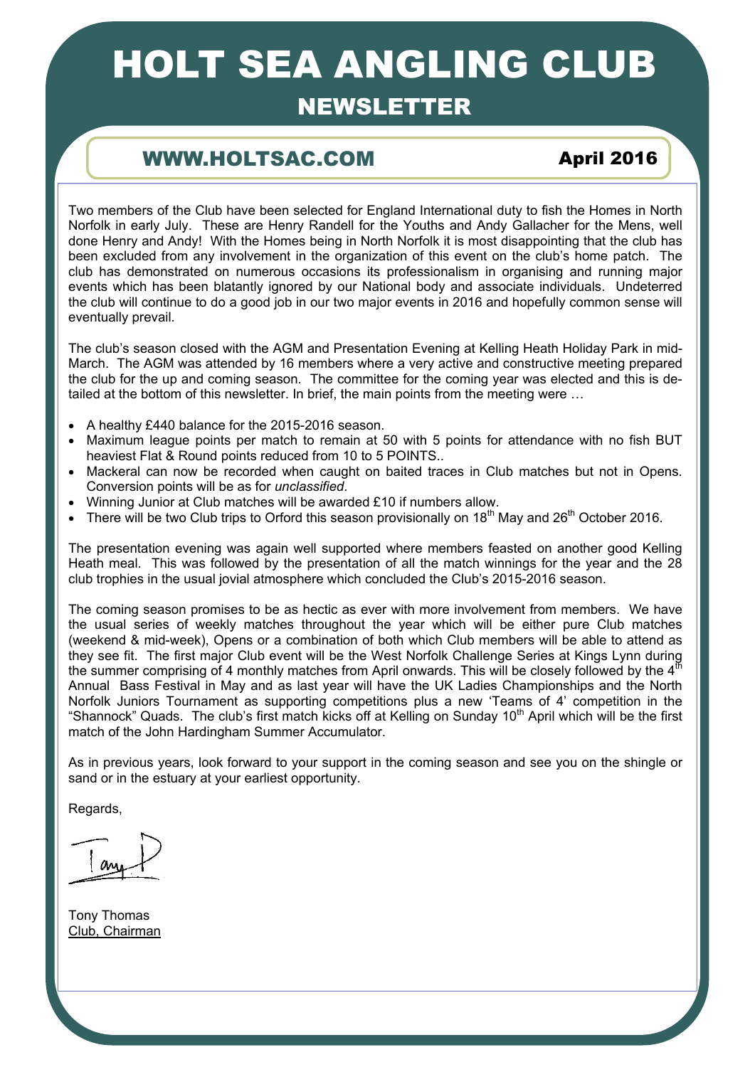# HOLT SEA ANGLING CLUB

## NEWSLETTER

### WWW.HOLTSAC.COM

**April 2016**

Two members of the Club have been selected for England International duty to fish the Homes in North Norfolk in early July. These are Henry Randell for the Youths and Andy Gallacher for the Mens, well done Henry and Andy! With the Homes being in North Norfolk it is most disappointing that the club has been excluded from any involvement in the organization of this event on the club's home patch. The club has demonstrated on numerous occasions its professionalism in organising and running major events which has been blatantly ignored by our National body and associate individuals. Undeterred the club will continue to do a good job in our two major events in 2016 and hopefully common sense will eventually prevail.

The club's season closed with the AGM and Presentation Evening at Kelling Heath Holiday Park in mid-March. The AGM was attended by 16 members where a very active and constructive meeting prepared the club for the up and coming season. The committee for the coming year was elected and this is detailed at the bottom of this newsletter. In brief, the main points from the meeting were …

- A healthy £440 balance for the 2015-2016 season.
- Maximum league points per match to remain at 50 with 5 points for attendance with no fish BUT heaviest Flat & Round points reduced from 10 to 5 POINTS..
- Mackeral can now be recorded when caught on baited traces in Club matches but not in Opens. Conversion points will be as for *unclassified*.
- Winning Junior at Club matches will be awarded £10 if numbers allow.
- There will be two Club trips to Orford this season provisionally on 18th May and 26th October 2016.

The presentation evening was again well supported where members feasted on another good Kelling Heath meal. This was followed by the presentation of all the match winnings for the year and the 28 club trophies in the usual jovial atmosphere which concluded the Club's 2015-2016 season.

The coming season promises to be as hectic as ever with more involvement from members. We have the usual series of weekly matches throughout the year which will be either pure Club matches (weekend & mid-week), Opens or a combination of both which Club members will be able to attend as they see fit. The first major Club event will be the West Norfolk Challenge Series at Kings Lynn during the summer comprising of 4 monthly matches from April onwards. This will be closely followed by the 4th Annual Bass Festival in May and as last year will have the UK Ladies Championships and the North Norfolk Juniors Tournament as supporting competitions plus a new 'Teams of 4' competition in the "Shannock" Quads. The club's first match kicks off at Kelling on Sunday 10th April which will be the first match of the John Hardingham Summer Accumulator.

As in previous years, look forward to your support in the coming season and see you on the shingle or sand or in the estuary at your earliest opportunity.

Regards,

Tony Thomas
Club, Chairman